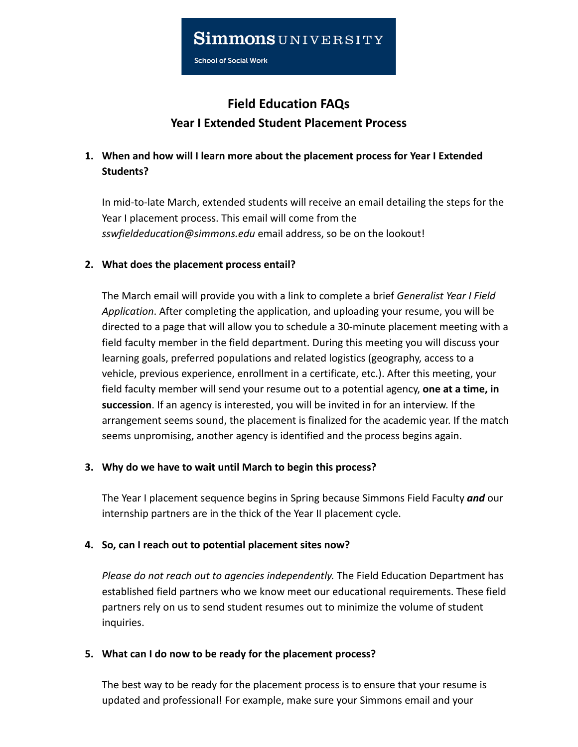Simmons UNIVERSITY

School of Social Work

# Field Education FAQs

## Year I Extended Student Placement Process

1. **When and how will I learn more about the placement process for Year I Extended Students?**

   In mid-to-late March, extended students will receive an email detailing the steps for the Year I placement process. This email will come from the *sswfieldeducation@simmons.edu* email address, so be on the lookout!

2. **What does the placement process entail?**

   The March email will provide you with a link to complete a brief *Generalist Year I Field Application*. After completing the application, and uploading your resume, you will be directed to a page that will allow you to schedule a 30-minute placement meeting with a field faculty member in the field department. During this meeting you will discuss your learning goals, preferred populations and related logistics (geography, access to a vehicle, previous experience, enrollment in a certificate, etc.). After this meeting, your field faculty member will send your resume out to a potential agency, **one at a time, in succession**. If an agency is interested, you will be invited in for an interview. If the arrangement seems sound, the placement is finalized for the academic year. If the match seems unpromising, another agency is identified and the process begins again.

3. **Why do we have to wait until March to begin this process?**

   The Year I placement sequence begins in Spring because Simmons Field Faculty ***and*** our internship partners are in the thick of the Year II placement cycle.

4. **So, can I reach out to potential placement sites now?**

   *Please do not reach out to agencies independently.* The Field Education Department has established field partners who we know meet our educational requirements. These field partners rely on us to send student resumes out to minimize the volume of student inquiries.

5. **What can I do now to be ready for the placement process?**

   The best way to be ready for the placement process is to ensure that your resume is updated and professional! For example, make sure your Simmons email and your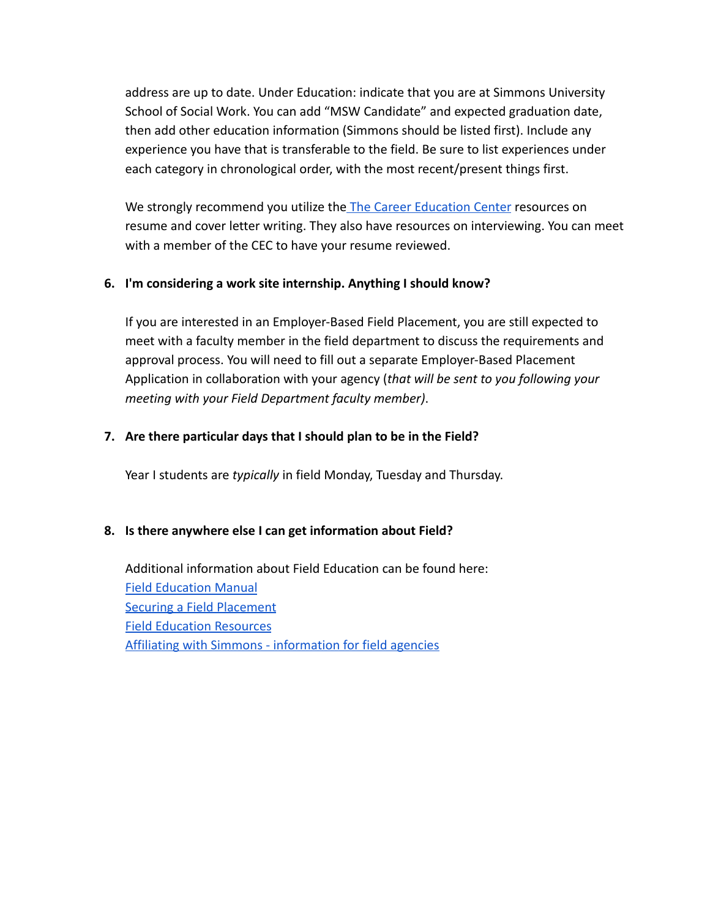address are up to date. Under Education: indicate that you are at Simmons University School of Social Work. You can add “MSW Candidate” and expected graduation date, then add other education information (Simmons should be listed first). Include any experience you have that is transferable to the field. Be sure to list experiences under each category in chronological order, with the most recent/present things first.

We strongly recommend you utilize the The Career Education Center resources on resume and cover letter writing. They also have resources on interviewing. You can meet with a member of the CEC to have your resume reviewed.

6. **I'm considering a work site internship. Anything I should know?**

   If you are interested in an Employer-Based Field Placement, you are still expected to meet with a faculty member in the field department to discuss the requirements and approval process. You will need to fill out a separate Employer-Based Placement Application in collaboration with your agency (*that will be sent to you following your meeting with your Field Department faculty member)*.

7. **Are there particular days that I should plan to be in the Field?**

   Year I students are *typically* in field Monday, Tuesday and Thursday.

8. **Is there anywhere else I can get information about Field?**

   Additional information about Field Education can be found here:
   Field Education Manual
   Securing a Field Placement
   Field Education Resources
   Affiliating with Simmons - information for field agencies